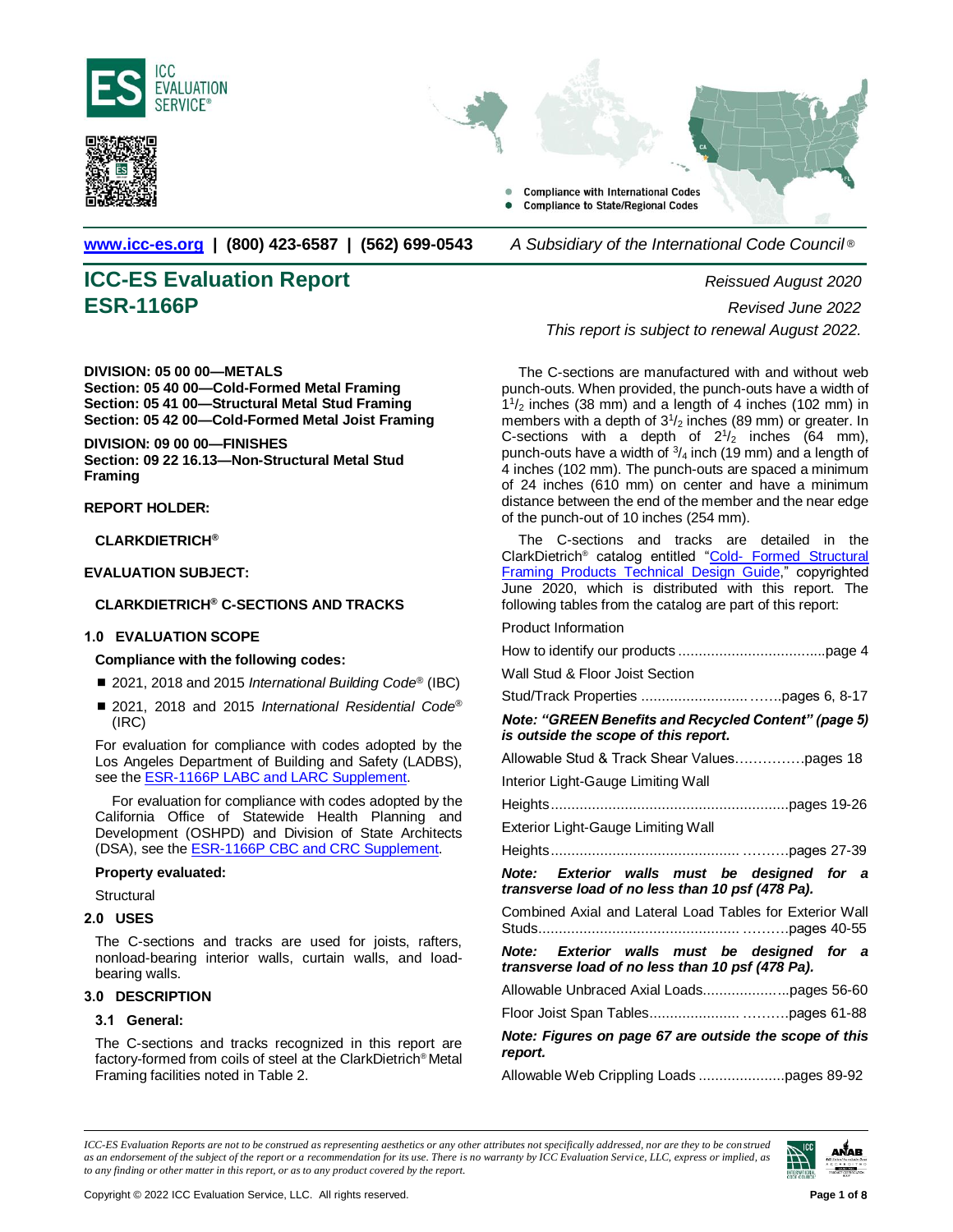ICC EVALUATION SERVICE®

Compliance with International Codes
Compliance to State/Regional Codes

www.icc-es.org | (800) 423-6587 | (562) 699-0543 *A Subsidiary of the International Code Council ®*

# ICC-ES Evaluation Report ESR-1166P

*Reissued August 2020*
*Revised June 2022*
*This report is subject to renewal August 2022.*

**DIVISION: 05 00 00—METALS**
**Section: 05 40 00—Cold-Formed Metal Framing**
**Section: 05 41 00—Structural Metal Stud Framing**
**Section: 05 42 00—Cold-Formed Metal Joist Framing**

**DIVISION: 09 00 00—FINISHES**
**Section: 09 22 16.13—Non-Structural Metal Stud Framing**

**REPORT HOLDER:**

**CLARKDIETRICH®**

**EVALUATION SUBJECT:**

**CLARKDIETRICH® C-SECTIONS AND TRACKS**

## 1.0 EVALUATION SCOPE

**Compliance with the following codes:**

- 2021, 2018 and 2015 *International Building Code®* (IBC)
- 2021, 2018 and 2015 *International Residential Code®* (IRC)

For evaluation for compliance with codes adopted by the Los Angeles Department of Building and Safety (LADBS), see the ESR-1166P LABC and LARC Supplement.

For evaluation for compliance with codes adopted by the California Office of Statewide Health Planning and Development (OSHPD) and Division of State Architects (DSA), see the ESR-1166P CBC and CRC Supplement.

**Property evaluated:**

Structural

## 2.0 USES

The C-sections and tracks are used for joists, rafters, nonload-bearing interior walls, curtain walls, and load-bearing walls.

## 3.0 DESCRIPTION

### 3.1 General:

The C-sections and tracks recognized in this report are factory-formed from coils of steel at the ClarkDietrich® Metal Framing facilities noted in Table 2.

The C-sections are manufactured with and without web punch-outs. When provided, the punch-outs have a width of $1^1/_2$ inches (38 mm) and a length of 4 inches (102 mm) in members with a depth of $3^1/_2$ inches (89 mm) or greater. In C-sections with a depth of $2^1/_2$ inches (64 mm), punch-outs have a width of $^3/_4$ inch (19 mm) and a length of 4 inches (102 mm). The punch-outs are spaced a minimum of 24 inches (610 mm) on center and have a minimum distance between the end of the member and the near edge of the punch-out of 10 inches (254 mm).

The C-sections and tracks are detailed in the ClarkDietrich® catalog entitled "Cold- Formed Structural Framing Products Technical Design Guide," copyrighted June 2020, which is distributed with this report. The following tables from the catalog are part of this report:

Product Information

How to identify our products ....................................page 4

Wall Stud & Floor Joist Section

Stud/Track Properties ......................... .......pages 6, 8-17

***Note: "GREEN Benefits and Recycled Content" (page 5) is outside the scope of this report.***

Allowable Stud & Track Shear Values……………pages 18

Interior Light-Gauge Limiting Wall

Heights..........................................................pages 19-26

Exterior Light-Gauge Limiting Wall

Heights............................................ ..........pages 27-39

***Note: Exterior walls must be designed for a transverse load of no less than 10 psf (478 Pa).***

Combined Axial and Lateral Load Tables for Exterior Wall Studs................................................ ..........pages 40-55

***Note: Exterior walls must be designed for a transverse load of no less than 10 psf (478 Pa).***

Allowable Unbraced Axial Loads....................pages 56-60

Floor Joist Span Tables..................... ..........pages 61-88

***Note: Figures on page 67 are outside the scope of this report.***

Allowable Web Crippling Loads .....................pages 89-92

*ICC-ES Evaluation Reports are not to be construed as representing aesthetics or any other attributes not specifically addressed, nor are they to be construed as an endorsement of the subject of the report or a recommendation for its use. There is no warranty by ICC Evaluation Service, LLC, express or implied, as to any finding or other matter in this report, or as to any product covered by the report.*

Copyright © 2022 ICC Evaluation Service, LLC. All rights reserved.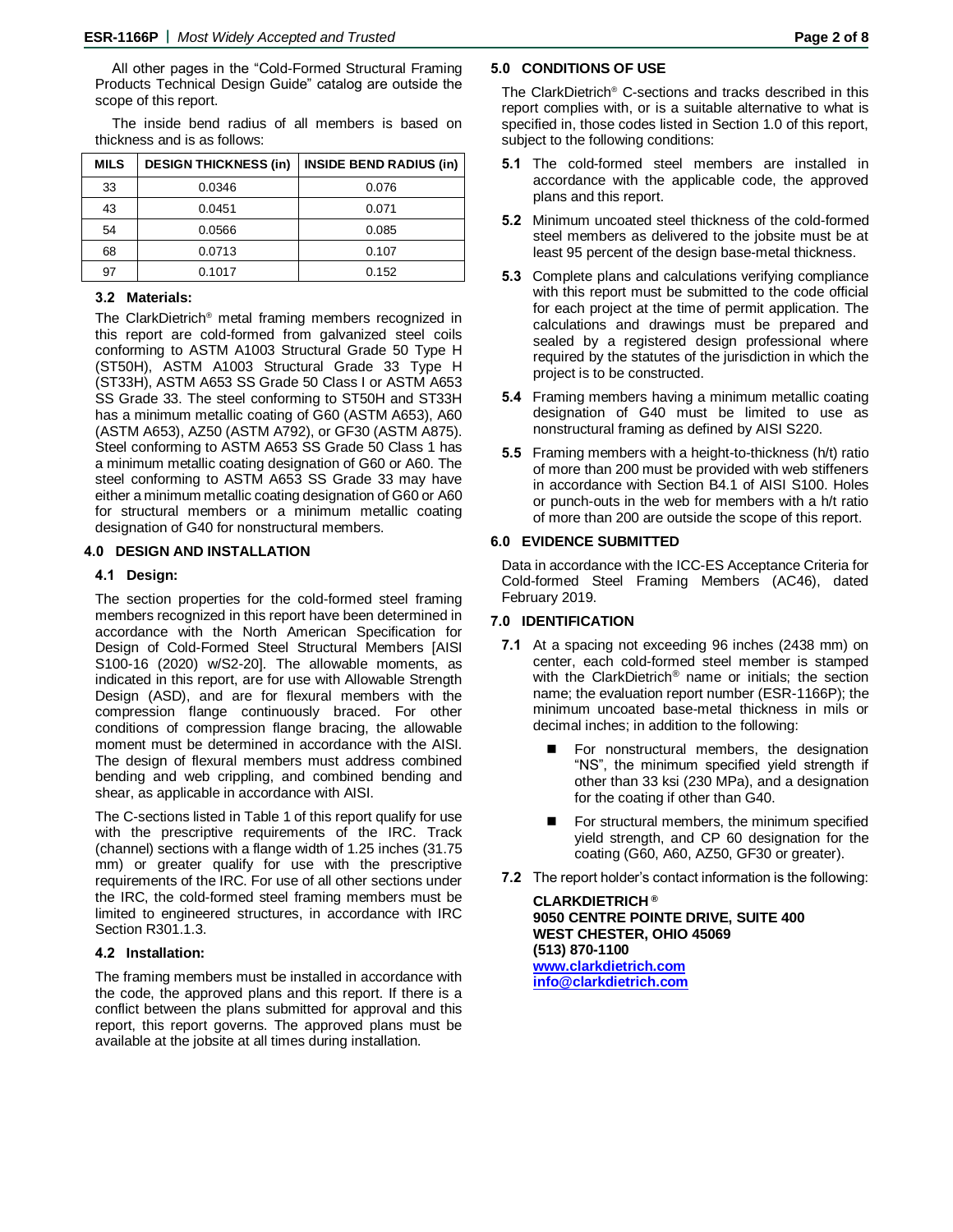All other pages in the "Cold-Formed Structural Framing Products Technical Design Guide" catalog are outside the scope of this report.

The inside bend radius of all members is based on thickness and is as follows:

| MILS | DESIGN THICKNESS (in) | INSIDE BEND RADIUS (in) |
|---|---|---|
| 33 | 0.0346 | 0.076 |
| 43 | 0.0451 | 0.071 |
| 54 | 0.0566 | 0.085 |
| 68 | 0.0713 | 0.107 |
| 97 | 0.1017 | 0.152 |

### 3.2 Materials:

The ClarkDietrich® metal framing members recognized in this report are cold-formed from galvanized steel coils conforming to ASTM A1003 Structural Grade 50 Type H (ST50H), ASTM A1003 Structural Grade 33 Type H (ST33H), ASTM A653 SS Grade 50 Class I or ASTM A653 SS Grade 33. The steel conforming to ST50H and ST33H has a minimum metallic coating of G60 (ASTM A653), A60 (ASTM A653), AZ50 (ASTM A792), or GF30 (ASTM A875). Steel conforming to ASTM A653 SS Grade 50 Class 1 has a minimum metallic coating designation of G60 or A60. The steel conforming to ASTM A653 SS Grade 33 may have either a minimum metallic coating designation of G60 or A60 for structural members or a minimum metallic coating designation of G40 for nonstructural members.

## 4.0 DESIGN AND INSTALLATION

### 4.1 Design:

The section properties for the cold-formed steel framing members recognized in this report have been determined in accordance with the North American Specification for Design of Cold-Formed Steel Structural Members [AISI S100-16 (2020) w/S2-20]. The allowable moments, as indicated in this report, are for use with Allowable Strength Design (ASD), and are for flexural members with the compression flange continuously braced. For other conditions of compression flange bracing, the allowable moment must be determined in accordance with the AISI. The design of flexural members must address combined bending and web crippling, and combined bending and shear, as applicable in accordance with AISI.

The C-sections listed in Table 1 of this report qualify for use with the prescriptive requirements of the IRC. Track (channel) sections with a flange width of 1.25 inches (31.75 mm) or greater qualify for use with the prescriptive requirements of the IRC. For use of all other sections under the IRC, the cold-formed steel framing members must be limited to engineered structures, in accordance with IRC Section R301.1.3.

### 4.2 Installation:

The framing members must be installed in accordance with the code, the approved plans and this report. If there is a conflict between the plans submitted for approval and this report, this report governs. The approved plans must be available at the jobsite at all times during installation.

## 5.0 CONDITIONS OF USE

The ClarkDietrich® C-sections and tracks described in this report complies with, or is a suitable alternative to what is specified in, those codes listed in Section 1.0 of this report, subject to the following conditions:

**5.1** The cold-formed steel members are installed in accordance with the applicable code, the approved plans and this report.

**5.2** Minimum uncoated steel thickness of the cold-formed steel members as delivered to the jobsite must be at least 95 percent of the design base-metal thickness.

**5.3** Complete plans and calculations verifying compliance with this report must be submitted to the code official for each project at the time of permit application. The calculations and drawings must be prepared and sealed by a registered design professional where required by the statutes of the jurisdiction in which the project is to be constructed.

**5.4** Framing members having a minimum metallic coating designation of G40 must be limited to use as nonstructural framing as defined by AISI S220.

**5.5** Framing members with a height-to-thickness (h/t) ratio of more than 200 must be provided with web stiffeners in accordance with Section B4.1 of AISI S100. Holes or punch-outs in the web for members with a h/t ratio of more than 200 are outside the scope of this report.

## 6.0 EVIDENCE SUBMITTED

Data in accordance with the ICC-ES Acceptance Criteria for Cold-formed Steel Framing Members (AC46), dated February 2019.

## 7.0 IDENTIFICATION

**7.1** At a spacing not exceeding 96 inches (2438 mm) on center, each cold-formed steel member is stamped with the ClarkDietrich® name or initials; the section name; the evaluation report number (ESR-1166P); the minimum uncoated base-metal thickness in mils or decimal inches; in addition to the following:

- For nonstructural members, the designation "NS", the minimum specified yield strength if other than 33 ksi (230 MPa), and a designation for the coating if other than G40.
- For structural members, the minimum specified yield strength, and CP 60 designation for the coating (G60, A60, AZ50, GF30 or greater).

**7.2** The report holder's contact information is the following:

**CLARKDIETRICH ®**
**9050 CENTRE POINTE DRIVE, SUITE 400**
**WEST CHESTER, OHIO 45069**
**(513) 870-1100**
**www.clarkdietrich.com**
**info@clarkdietrich.com**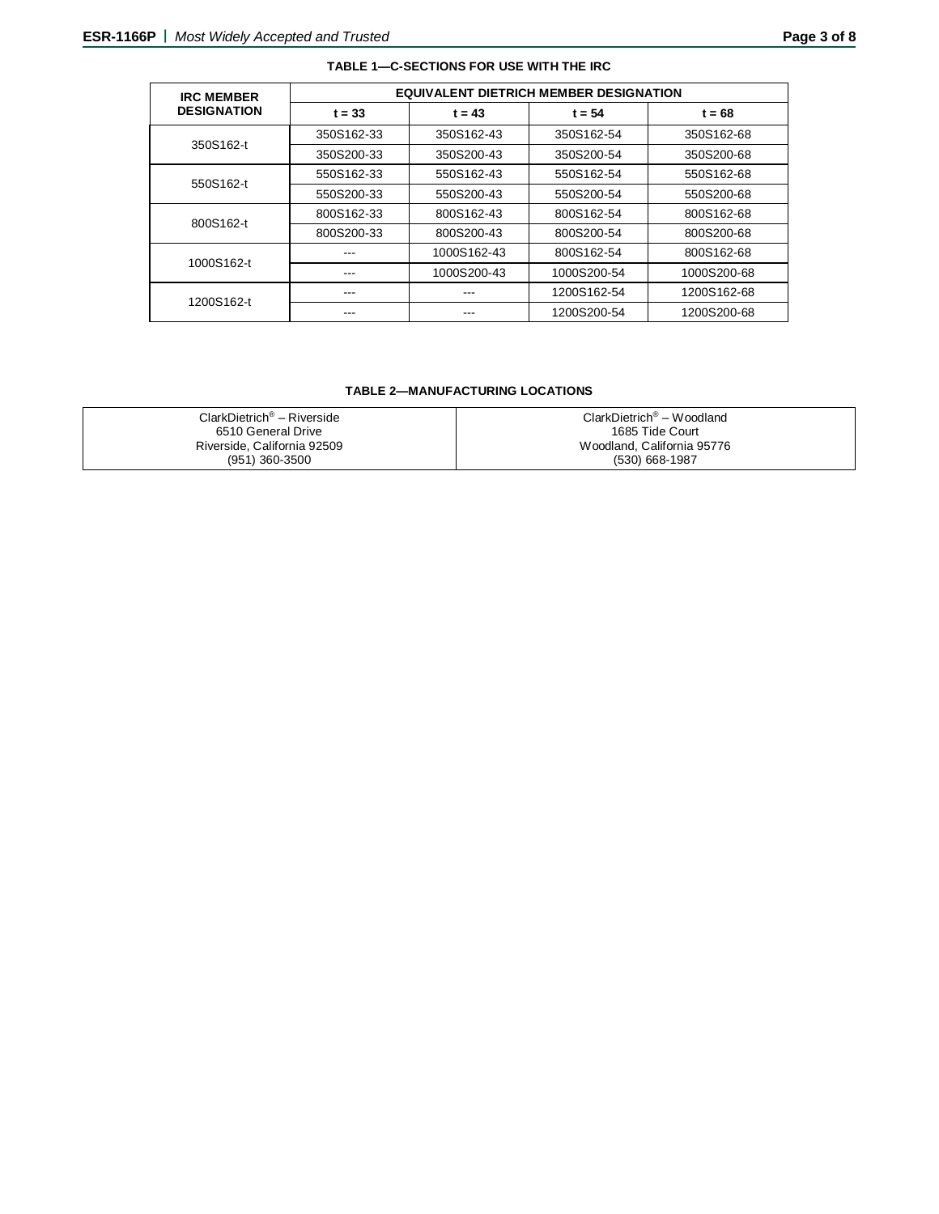**TABLE 1—C-SECTIONS FOR USE WITH THE IRC**

| IRC MEMBER DESIGNATION | EQUIVALENT DIETRICH MEMBER DESIGNATION | | | |
|---|---|---|---|---|
| | t = 33 | t = 43 | t = 54 | t = 68 |
| 350S162-t | 350S162-33 | 350S162-43 | 350S162-54 | 350S162-68 |
| | 350S200-33 | 350S200-43 | 350S200-54 | 350S200-68 |
| 550S162-t | 550S162-33 | 550S162-43 | 550S162-54 | 550S162-68 |
| | 550S200-33 | 550S200-43 | 550S200-54 | 550S200-68 |
| 800S162-t | 800S162-33 | 800S162-43 | 800S162-54 | 800S162-68 |
| | 800S200-33 | 800S200-43 | 800S200-54 | 800S200-68 |
| 1000S162-t | --- | 1000S162-43 | 800S162-54 | 800S162-68 |
| | --- | 1000S200-43 | 1000S200-54 | 1000S200-68 |
| 1200S162-t | --- | --- | 1200S162-54 | 1200S162-68 |
| | --- | --- | 1200S200-54 | 1200S200-68 |

**TABLE 2—MANUFACTURING LOCATIONS**

| ClarkDietrich® – Riverside<br>6510 General Drive<br>Riverside, California 92509<br>(951) 360-3500 | ClarkDietrich® – Woodland<br>1685 Tide Court<br>Woodland, California 95776<br>(530) 668-1987 |
|---|---|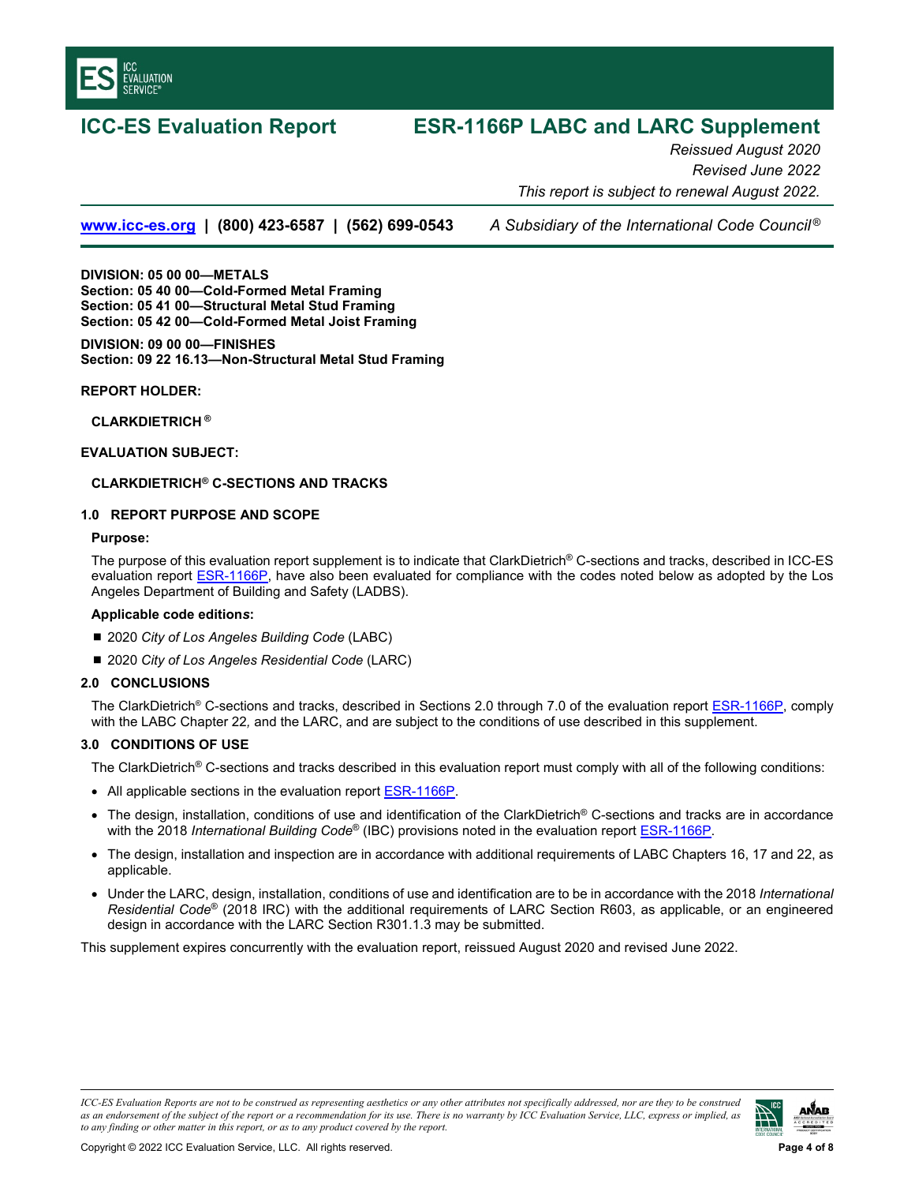# ICC-ES Evaluation Report

# ESR-1166P LABC and LARC Supplement

*Reissued August 2020*

*Revised June 2022*

*This report is subject to renewal August 2022.*

www.icc-es.org | (800) 423-6587 | (562) 699-0543 *A Subsidiary of the International Code Council®*

**DIVISION: 05 00 00—METALS**
**Section: 05 40 00—Cold-Formed Metal Framing**
**Section: 05 41 00—Structural Metal Stud Framing**
**Section: 05 42 00—Cold-Formed Metal Joist Framing**

**DIVISION: 09 00 00—FINISHES**
**Section: 09 22 16.13—Non-Structural Metal Stud Framing**

**REPORT HOLDER:**

**CLARKDIETRICH®**

**EVALUATION SUBJECT:**

**CLARKDIETRICH® C-SECTIONS AND TRACKS**

## 1.0 REPORT PURPOSE AND SCOPE

**Purpose:**

The purpose of this evaluation report supplement is to indicate that ClarkDietrich® C-sections and tracks, described in ICC-ES evaluation report ESR-1166P, have also been evaluated for compliance with the codes noted below as adopted by the Los Angeles Department of Building and Safety (LADBS).

**Applicable code editions:**

- 2020 *City of Los Angeles Building Code* (LABC)
- 2020 *City of Los Angeles Residential Code* (LARC)

## 2.0 CONCLUSIONS

The ClarkDietrich® C-sections and tracks, described in Sections 2.0 through 7.0 of the evaluation report ESR-1166P, comply with the LABC Chapter 22*,* and the LARC, and are subject to the conditions of use described in this supplement.

## 3.0 CONDITIONS OF USE

The ClarkDietrich® C-sections and tracks described in this evaluation report must comply with all of the following conditions:

- All applicable sections in the evaluation report ESR-1166P.
- The design, installation, conditions of use and identification of the ClarkDietrich® C-sections and tracks are in accordance with the 2018 *International Building Code®* (IBC) provisions noted in the evaluation report ESR-1166P.
- The design, installation and inspection are in accordance with additional requirements of LABC Chapters 16, 17 and 22, as applicable.
- Under the LARC, design, installation, conditions of use and identification are to be in accordance with the 2018 *International Residential Code®* (2018 IRC) with the additional requirements of LARC Section R603, as applicable, or an engineered design in accordance with the LARC Section R301.1.3 may be submitted.

This supplement expires concurrently with the evaluation report, reissued August 2020 and revised June 2022.

*ICC-ES Evaluation Reports are not to be construed as representing aesthetics or any other attributes not specifically addressed, nor are they to be construed as an endorsement of the subject of the report or a recommendation for its use. There is no warranty by ICC Evaluation Service, LLC, express or implied, as to any finding or other matter in this report, or as to any product covered by the report.*

Copyright © 2022 ICC Evaluation Service, LLC. All rights reserved.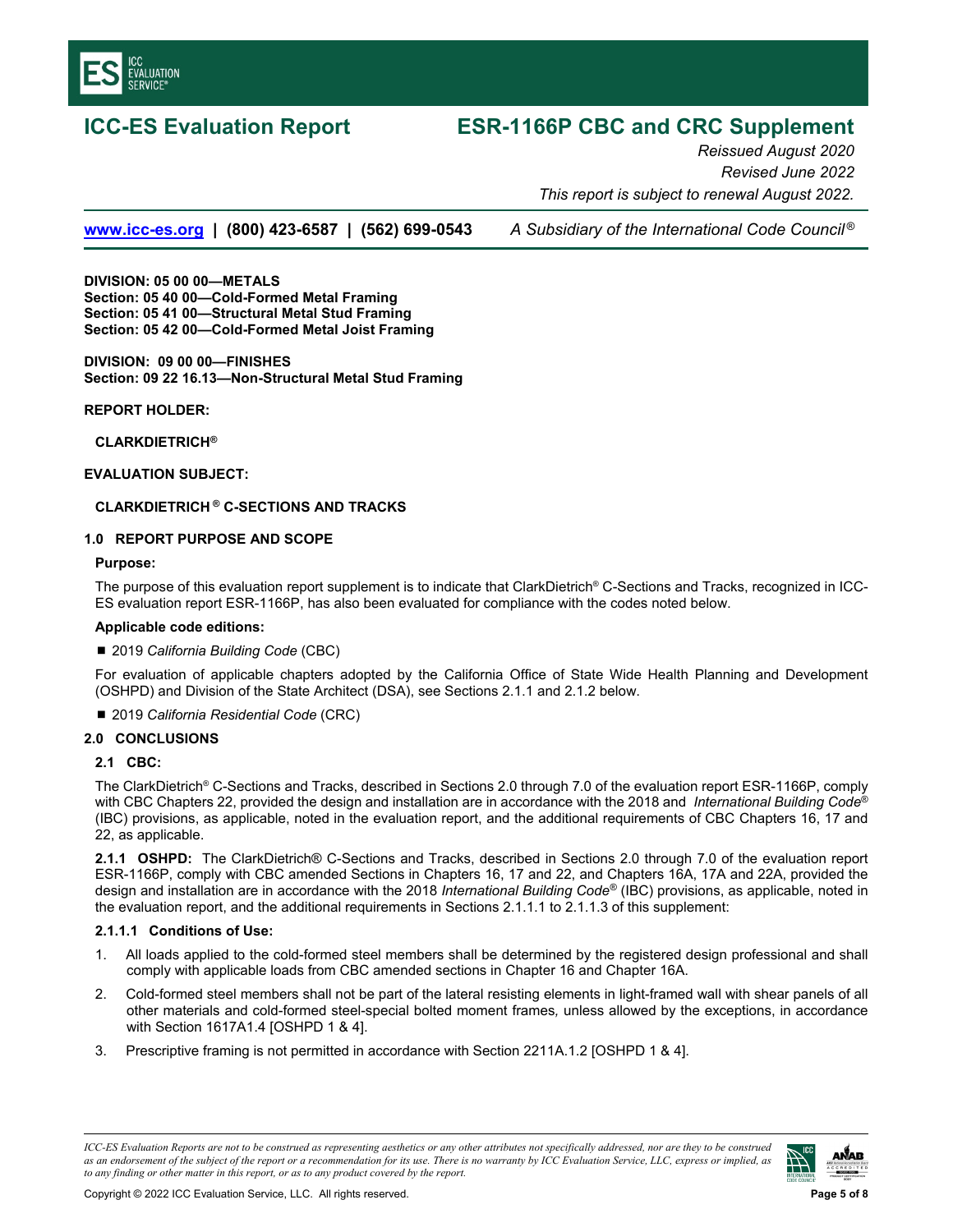# ICC-ES Evaluation Report

# ESR-1166P CBC and CRC Supplement

*Reissued August 2020*

*Revised June 2022*

*This report is subject to renewal August 2022.*

www.icc-es.org | (800) 423-6587 | (562) 699-0543 *A Subsidiary of the International Code Council®*

**DIVISION: 05 00 00—METALS**
**Section: 05 40 00—Cold-Formed Metal Framing**
**Section: 05 41 00—Structural Metal Stud Framing**
**Section: 05 42 00—Cold-Formed Metal Joist Framing**

**DIVISION: 09 00 00—FINISHES**
**Section: 09 22 16.13—Non-Structural Metal Stud Framing**

**REPORT HOLDER:**

**CLARKDIETRICH®**

**EVALUATION SUBJECT:**

**CLARKDIETRICH ® C-SECTIONS AND TRACKS**

**1.0 REPORT PURPOSE AND SCOPE**

**Purpose:**

The purpose of this evaluation report supplement is to indicate that ClarkDietrich® C-Sections and Tracks, recognized in ICC-ES evaluation report ESR-1166P, has also been evaluated for compliance with the codes noted below.

**Applicable code editions:**

- 2019 *California Building Code* (CBC)

For evaluation of applicable chapters adopted by the California Office of State Wide Health Planning and Development (OSHPD) and Division of the State Architect (DSA), see Sections 2.1.1 and 2.1.2 below.

- 2019 *California Residential Code* (CRC)

**2.0 CONCLUSIONS**

**2.1 CBC:**

The ClarkDietrich® C-Sections and Tracks, described in Sections 2.0 through 7.0 of the evaluation report ESR-1166P, comply with CBC Chapters 22, provided the design and installation are in accordance with the 2018 and *International Building Code®* (IBC) provisions, as applicable, noted in the evaluation report, and the additional requirements of CBC Chapters 16, 17 and 22, as applicable.

**2.1.1 OSHPD:** The ClarkDietrich® C-Sections and Tracks, described in Sections 2.0 through 7.0 of the evaluation report ESR-1166P, comply with CBC amended Sections in Chapters 16, 17 and 22, and Chapters 16A, 17A and 22A, provided the design and installation are in accordance with the 2018 *International Building Code®* (IBC) provisions, as applicable, noted in the evaluation report, and the additional requirements in Sections 2.1.1.1 to 2.1.1.3 of this supplement:

**2.1.1.1 Conditions of Use:**

1. All loads applied to the cold-formed steel members shall be determined by the registered design professional and shall comply with applicable loads from CBC amended sections in Chapter 16 and Chapter 16A.
2. Cold-formed steel members shall not be part of the lateral resisting elements in light-framed wall with shear panels of all other materials and cold-formed steel-special bolted moment frames, unless allowed by the exceptions, in accordance with Section 1617A1.4 [OSHPD 1 & 4].
3. Prescriptive framing is not permitted in accordance with Section 2211A.1.2 [OSHPD 1 & 4].

*ICC-ES Evaluation Reports are not to be construed as representing aesthetics or any other attributes not specifically addressed, nor are they to be construed as an endorsement of the subject of the report or a recommendation for its use. There is no warranty by ICC Evaluation Service, LLC, express or implied, as to any finding or other matter in this report, or as to any product covered by the report.*

Copyright © 2022 ICC Evaluation Service, LLC. All rights reserved.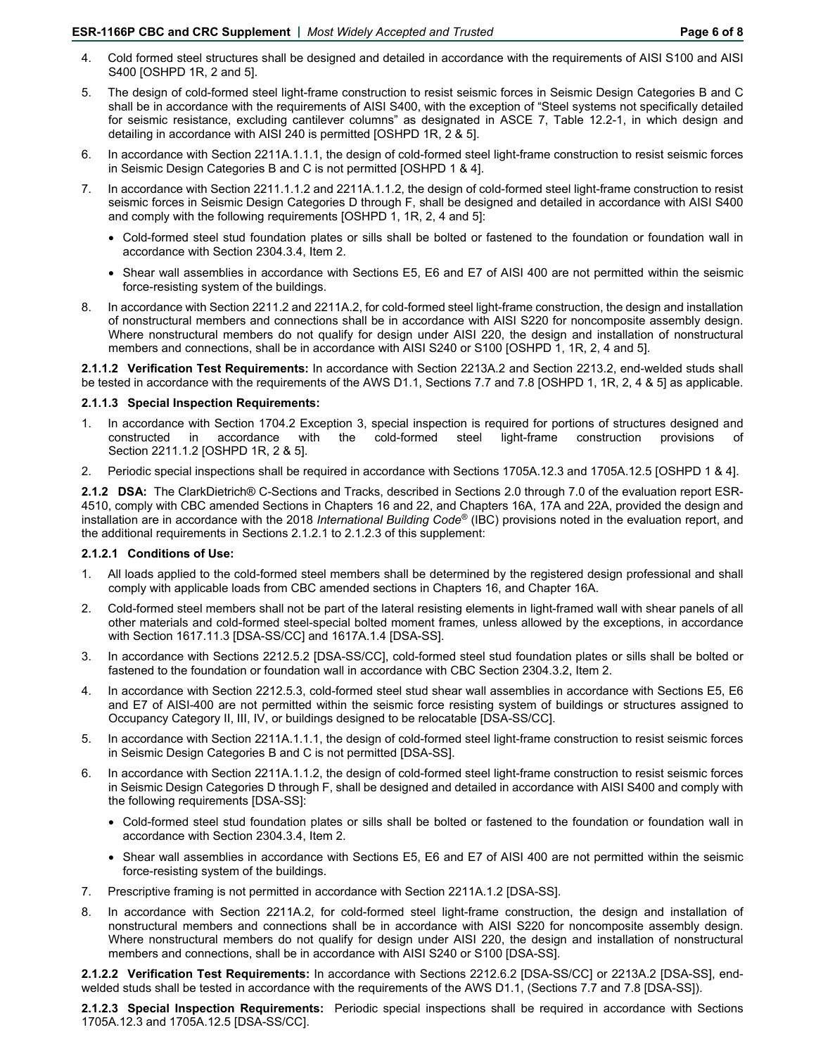4. Cold formed steel structures shall be designed and detailed in accordance with the requirements of AISI S100 and AISI S400 [OSHPD 1R, 2 and 5].

5. The design of cold-formed steel light-frame construction to resist seismic forces in Seismic Design Categories B and C shall be in accordance with the requirements of AISI S400, with the exception of "Steel systems not specifically detailed for seismic resistance, excluding cantilever columns" as designated in ASCE 7, Table 12.2-1, in which design and detailing in accordance with AISI 240 is permitted [OSHPD 1R, 2 & 5].

6. In accordance with Section 2211A.1.1.1, the design of cold-formed steel light-frame construction to resist seismic forces in Seismic Design Categories B and C is not permitted [OSHPD 1 & 4].

7. In accordance with Section 2211.1.1.2 and 2211A.1.1.2, the design of cold-formed steel light-frame construction to resist seismic forces in Seismic Design Categories D through F, shall be designed and detailed in accordance with AISI S400 and comply with the following requirements [OSHPD 1, 1R, 2, 4 and 5]:
   - Cold-formed steel stud foundation plates or sills shall be bolted or fastened to the foundation or foundation wall in accordance with Section 2304.3.4, Item 2.
   - Shear wall assemblies in accordance with Sections E5, E6 and E7 of AISI 400 are not permitted within the seismic force-resisting system of the buildings.

8. In accordance with Section 2211.2 and 2211A.2, for cold-formed steel light-frame construction, the design and installation of nonstructural members and connections shall be in accordance with AISI S220 for noncomposite assembly design. Where nonstructural members do not qualify for design under AISI 220, the design and installation of nonstructural members and connections, shall be in accordance with AISI S240 or S100 [OSHPD 1, 1R, 2, 4 and 5].

**2.1.1.2 Verification Test Requirements:** In accordance with Section 2213A.2 and Section 2213.2, end-welded studs shall be tested in accordance with the requirements of the AWS D1.1, Sections 7.7 and 7.8 [OSHPD 1, 1R, 2, 4 & 5] as applicable.

**2.1.1.3 Special Inspection Requirements:**

1. In accordance with Section 1704.2 Exception 3, special inspection is required for portions of structures designed and constructed in accordance with the cold-formed steel light-frame construction provisions of Section 2211.1.2 [OSHPD 1R, 2 & 5].

2. Periodic special inspections shall be required in accordance with Sections 1705A.12.3 and 1705A.12.5 [OSHPD 1 & 4].

**2.1.2 DSA:** The ClarkDietrich® C-Sections and Tracks, described in Sections 2.0 through 7.0 of the evaluation report ESR-4510, comply with CBC amended Sections in Chapters 16 and 22, and Chapters 16A, 17A and 22A, provided the design and installation are in accordance with the 2018 *International Building Code*® (IBC) provisions noted in the evaluation report, and the additional requirements in Sections 2.1.2.1 to 2.1.2.3 of this supplement:

**2.1.2.1 Conditions of Use:**

1. All loads applied to the cold-formed steel members shall be determined by the registered design professional and shall comply with applicable loads from CBC amended sections in Chapters 16, and Chapter 16A.

2. Cold-formed steel members shall not be part of the lateral resisting elements in light-framed wall with shear panels of all other materials and cold-formed steel-special bolted moment frames*,* unless allowed by the exceptions, in accordance with Section 1617.11.3 [DSA-SS/CC] and 1617A.1.4 [DSA-SS].

3. In accordance with Sections 2212.5.2 [DSA-SS/CC], cold-formed steel stud foundation plates or sills shall be bolted or fastened to the foundation or foundation wall in accordance with CBC Section 2304.3.2, Item 2.

4. In accordance with Section 2212.5.3, cold-formed steel stud shear wall assemblies in accordance with Sections E5, E6 and E7 of AISI-400 are not permitted within the seismic force resisting system of buildings or structures assigned to Occupancy Category II, III, IV, or buildings designed to be relocatable [DSA-SS/CC].

5. In accordance with Section 2211A.1.1.1, the design of cold-formed steel light-frame construction to resist seismic forces in Seismic Design Categories B and C is not permitted [DSA-SS].

6. In accordance with Section 2211A.1.1.2, the design of cold-formed steel light-frame construction to resist seismic forces in Seismic Design Categories D through F, shall be designed and detailed in accordance with AISI S400 and comply with the following requirements [DSA-SS]:
   - Cold-formed steel stud foundation plates or sills shall be bolted or fastened to the foundation or foundation wall in accordance with Section 2304.3.4, Item 2.
   - Shear wall assemblies in accordance with Sections E5, E6 and E7 of AISI 400 are not permitted within the seismic force-resisting system of the buildings.

7. Prescriptive framing is not permitted in accordance with Section 2211A.1.2 [DSA-SS].

8. In accordance with Section 2211A.2, for cold-formed steel light-frame construction, the design and installation of nonstructural members and connections shall be in accordance with AISI S220 for noncomposite assembly design. Where nonstructural members do not qualify for design under AISI 220, the design and installation of nonstructural members and connections, shall be in accordance with AISI S240 or S100 [DSA-SS].

**2.1.2.2 Verification Test Requirements:** In accordance with Sections 2212.6.2 [DSA-SS/CC] or 2213A.2 [DSA-SS], end-welded studs shall be tested in accordance with the requirements of the AWS D1.1, (Sections 7.7 and 7.8 [DSA-SS]).

**2.1.2.3 Special Inspection Requirements:** Periodic special inspections shall be required in accordance with Sections 1705A.12.3 and 1705A.12.5 [DSA-SS/CC].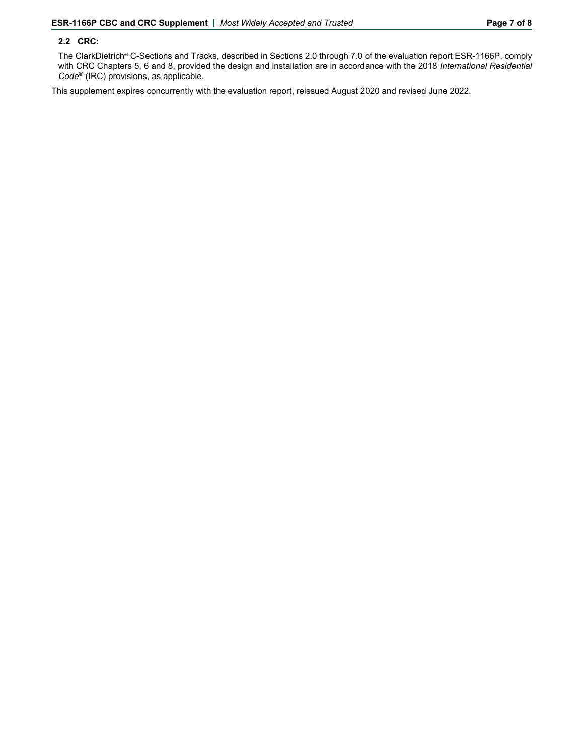### 2.2 CRC:

The ClarkDietrich® C-Sections and Tracks, described in Sections 2.0 through 7.0 of the evaluation report ESR-1166P, comply with CRC Chapters 5, 6 and 8, provided the design and installation are in accordance with the 2018 *International Residential Code®* (IRC) provisions, as applicable.

This supplement expires concurrently with the evaluation report, reissued August 2020 and revised June 2022.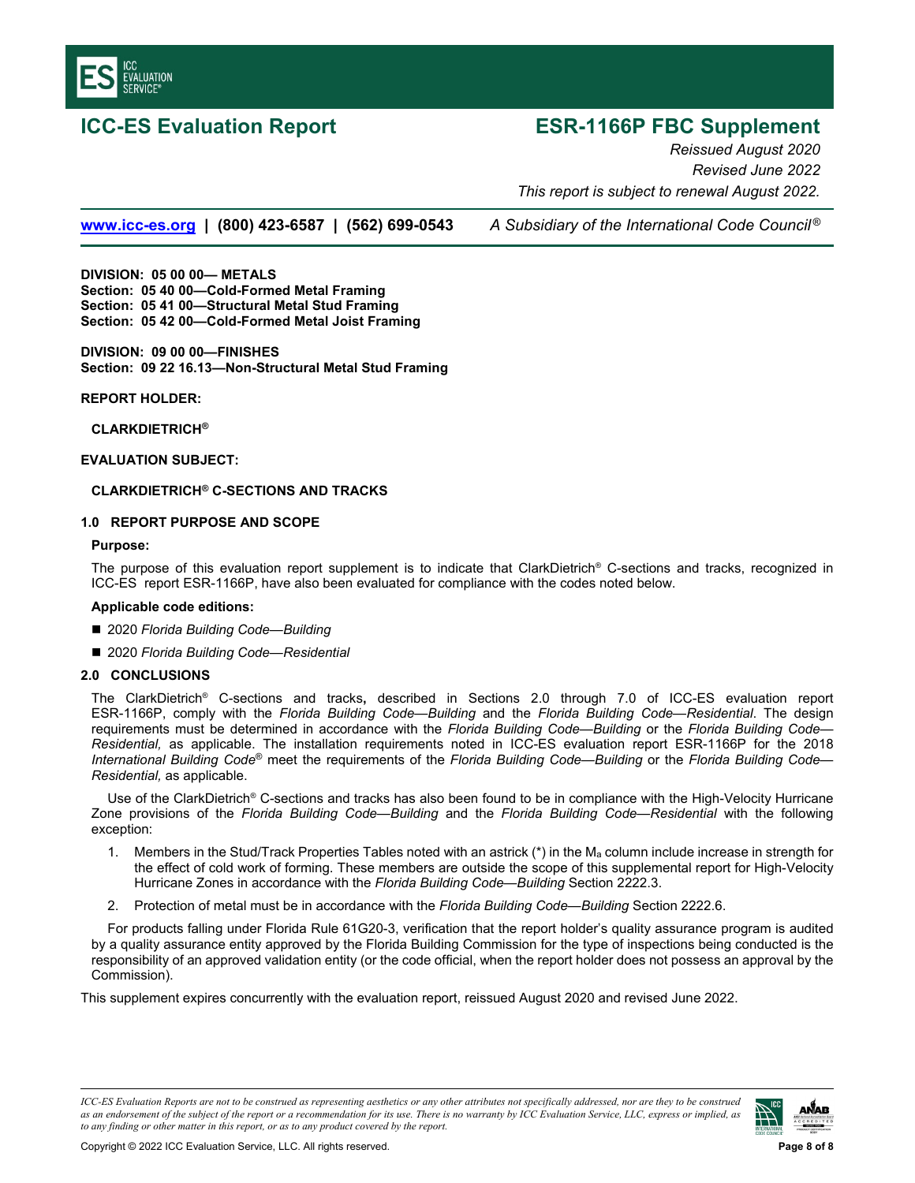# ICC-ES Evaluation Report

# ESR-1166P FBC Supplement

*Reissued August 2020*

*Revised June 2022*

*This report is subject to renewal August 2022.*

www.icc-es.org | (800) 423-6587 | (562) 699-0543 *A Subsidiary of the International Code Council®*

**DIVISION: 05 00 00— METALS**
**Section: 05 40 00—Cold-Formed Metal Framing**
**Section: 05 41 00—Structural Metal Stud Framing**
**Section: 05 42 00—Cold-Formed Metal Joist Framing**

**DIVISION: 09 00 00—FINISHES**
**Section: 09 22 16.13—Non-Structural Metal Stud Framing**

**REPORT HOLDER:**

**CLARKDIETRICH®**

**EVALUATION SUBJECT:**

**CLARKDIETRICH® C-SECTIONS AND TRACKS**

## 1.0 REPORT PURPOSE AND SCOPE

**Purpose:**

The purpose of this evaluation report supplement is to indicate that ClarkDietrich® C-sections and tracks, recognized in ICC-ES report ESR-1166P, have also been evaluated for compliance with the codes noted below.

**Applicable code editions:**

- 2020 *Florida Building Code—Building*
- 2020 *Florida Building Code—Residential*

## 2.0 CONCLUSIONS

The ClarkDietrich® C-sections and tracks**,** described in Sections 2.0 through 7.0 of ICC-ES evaluation report ESR-1166P, comply with the *Florida Building Code—Building* and the *Florida Building Code—Residential*. The design requirements must be determined in accordance with the *Florida Building Code—Building* or the *Florida Building Code—Residential,* as applicable. The installation requirements noted in ICC-ES evaluation report ESR-1166P for the 2018 *International Building Code®* meet the requirements of the *Florida Building Code—Building* or the *Florida Building Code—Residential,* as applicable.

Use of the ClarkDietrich® C-sections and tracks has also been found to be in compliance with the High-Velocity Hurricane Zone provisions of the *Florida Building Code—Building* and the *Florida Building Code—Residential* with the following exception:

1. Members in the Stud/Track Properties Tables noted with an astrick (*) in the $M_a$ column include increase in strength for the effect of cold work of forming. These members are outside the scope of this supplemental report for High-Velocity Hurricane Zones in accordance with the *Florida Building Code—Building* Section 2222.3.
2. Protection of metal must be in accordance with the *Florida Building Code—Building* Section 2222.6.

For products falling under Florida Rule 61G20-3, verification that the report holder's quality assurance program is audited by a quality assurance entity approved by the Florida Building Commission for the type of inspections being conducted is the responsibility of an approved validation entity (or the code official, when the report holder does not possess an approval by the Commission).

This supplement expires concurrently with the evaluation report, reissued August 2020 and revised June 2022.

*ICC-ES Evaluation Reports are not to be construed as representing aesthetics or any other attributes not specifically addressed, nor are they to be construed as an endorsement of the subject of the report or a recommendation for its use. There is no warranty by ICC Evaluation Service, LLC, express or implied, as to any finding or other matter in this report, or as to any product covered by the report.*

Copyright © 2022 ICC Evaluation Service, LLC. All rights reserved.